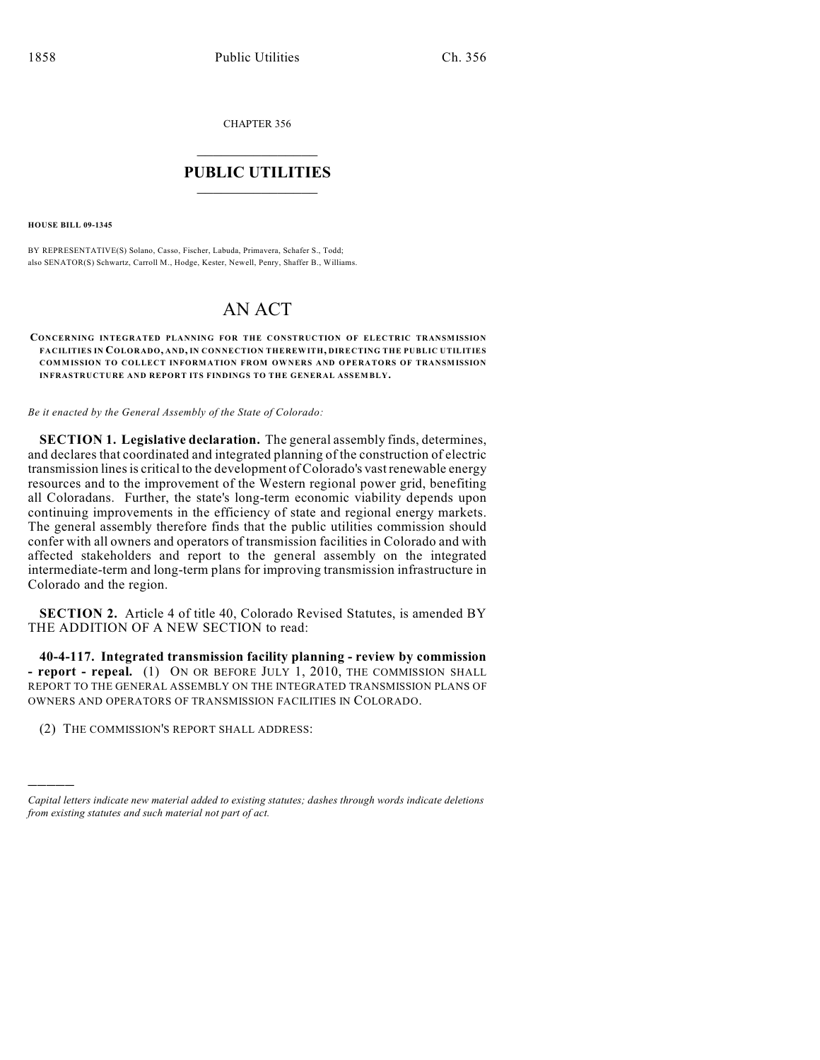CHAPTER 356

# PUBLIC UTILITIES

**HOUSE BILL 09-1345**

BY REPRESENTATIVE(S) Solano, Casso, Fischer, Labuda, Primavera, Schafer S., Todd; also SENATOR(S) Schwartz, Carroll M., Hodge, Kester, Newell, Penry, Shaffer B., Williams.

# AN ACT

**CONCERNING INTEGRATED PLANNING FOR THE CONSTRUCTION OF ELECTRIC TRANSMISSION FACILITIES IN COLORADO, AND, IN CONNECTION THEREWITH, DIRECTING THE PUBLIC UTILITIES COMMISSION TO COLLECT INFORMATION FROM OWNERS AND OPERATORS OF TRANSMISSION INFRASTRUCTURE AND REPORT ITS FINDINGS TO THE GENERAL ASSEMBLY.**

*Be it enacted by the General Assembly of the State of Colorado:*

**SECTION 1. Legislative declaration.** The general assembly finds, determines, and declares that coordinated and integrated planning of the construction of electric transmission lines is critical to the development of Colorado's vast renewable energy resources and to the improvement of the Western regional power grid, benefiting all Coloradans. Further, the state's long-term economic viability depends upon continuing improvements in the efficiency of state and regional energy markets. The general assembly therefore finds that the public utilities commission should confer with all owners and operators of transmission facilities in Colorado and with affected stakeholders and report to the general assembly on the integrated intermediate-term and long-term plans for improving transmission infrastructure in Colorado and the region.

**SECTION 2.** Article 4 of title 40, Colorado Revised Statutes, is amended BY THE ADDITION OF A NEW SECTION to read:

**40-4-117. Integrated transmission facility planning - review by commission - report - repeal.** (1) ON OR BEFORE JULY 1, 2010, THE COMMISSION SHALL REPORT TO THE GENERAL ASSEMBLY ON THE INTEGRATED TRANSMISSION PLANS OF OWNERS AND OPERATORS OF TRANSMISSION FACILITIES IN COLORADO.

(2) THE COMMISSION'S REPORT SHALL ADDRESS:

---

*Capital letters indicate new material added to existing statutes; dashes through words indicate deletions from existing statutes and such material not part of act.*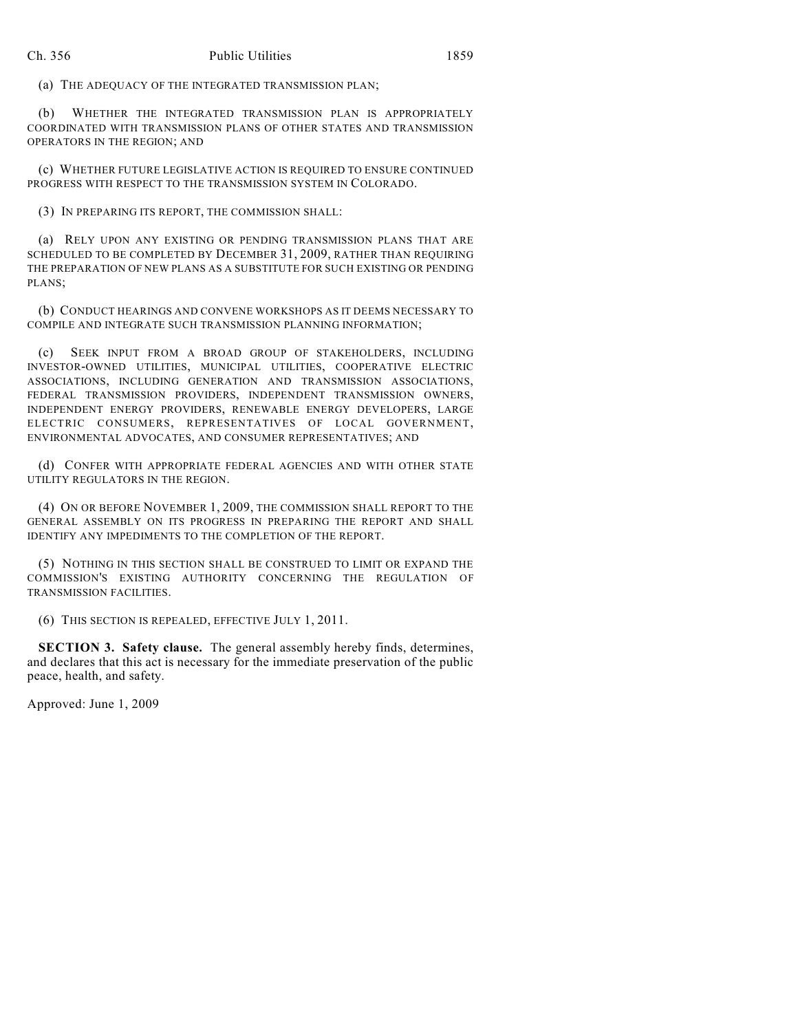(a) THE ADEQUACY OF THE INTEGRATED TRANSMISSION PLAN;

(b) WHETHER THE INTEGRATED TRANSMISSION PLAN IS APPROPRIATELY COORDINATED WITH TRANSMISSION PLANS OF OTHER STATES AND TRANSMISSION OPERATORS IN THE REGION; AND

(c) WHETHER FUTURE LEGISLATIVE ACTION IS REQUIRED TO ENSURE CONTINUED PROGRESS WITH RESPECT TO THE TRANSMISSION SYSTEM IN COLORADO.

(3) IN PREPARING ITS REPORT, THE COMMISSION SHALL:

(a) RELY UPON ANY EXISTING OR PENDING TRANSMISSION PLANS THAT ARE SCHEDULED TO BE COMPLETED BY DECEMBER 31, 2009, RATHER THAN REQUIRING THE PREPARATION OF NEW PLANS AS A SUBSTITUTE FOR SUCH EXISTING OR PENDING PLANS;

(b) CONDUCT HEARINGS AND CONVENE WORKSHOPS AS IT DEEMS NECESSARY TO COMPILE AND INTEGRATE SUCH TRANSMISSION PLANNING INFORMATION;

(c) SEEK INPUT FROM A BROAD GROUP OF STAKEHOLDERS, INCLUDING INVESTOR-OWNED UTILITIES, MUNICIPAL UTILITIES, COOPERATIVE ELECTRIC ASSOCIATIONS, INCLUDING GENERATION AND TRANSMISSION ASSOCIATIONS, FEDERAL TRANSMISSION PROVIDERS, INDEPENDENT TRANSMISSION OWNERS, INDEPENDENT ENERGY PROVIDERS, RENEWABLE ENERGY DEVELOPERS, LARGE ELECTRIC CONSUMERS, REPRESENTATIVES OF LOCAL GOVERNMENT, ENVIRONMENTAL ADVOCATES, AND CONSUMER REPRESENTATIVES; AND

(d) CONFER WITH APPROPRIATE FEDERAL AGENCIES AND WITH OTHER STATE UTILITY REGULATORS IN THE REGION.

(4) ON OR BEFORE NOVEMBER 1, 2009, THE COMMISSION SHALL REPORT TO THE GENERAL ASSEMBLY ON ITS PROGRESS IN PREPARING THE REPORT AND SHALL IDENTIFY ANY IMPEDIMENTS TO THE COMPLETION OF THE REPORT.

(5) NOTHING IN THIS SECTION SHALL BE CONSTRUED TO LIMIT OR EXPAND THE COMMISSION'S EXISTING AUTHORITY CONCERNING THE REGULATION OF TRANSMISSION FACILITIES.

(6) THIS SECTION IS REPEALED, EFFECTIVE JULY 1, 2011.

**SECTION 3. Safety clause.** The general assembly hereby finds, determines, and declares that this act is necessary for the immediate preservation of the public peace, health, and safety.

Approved: June 1, 2009